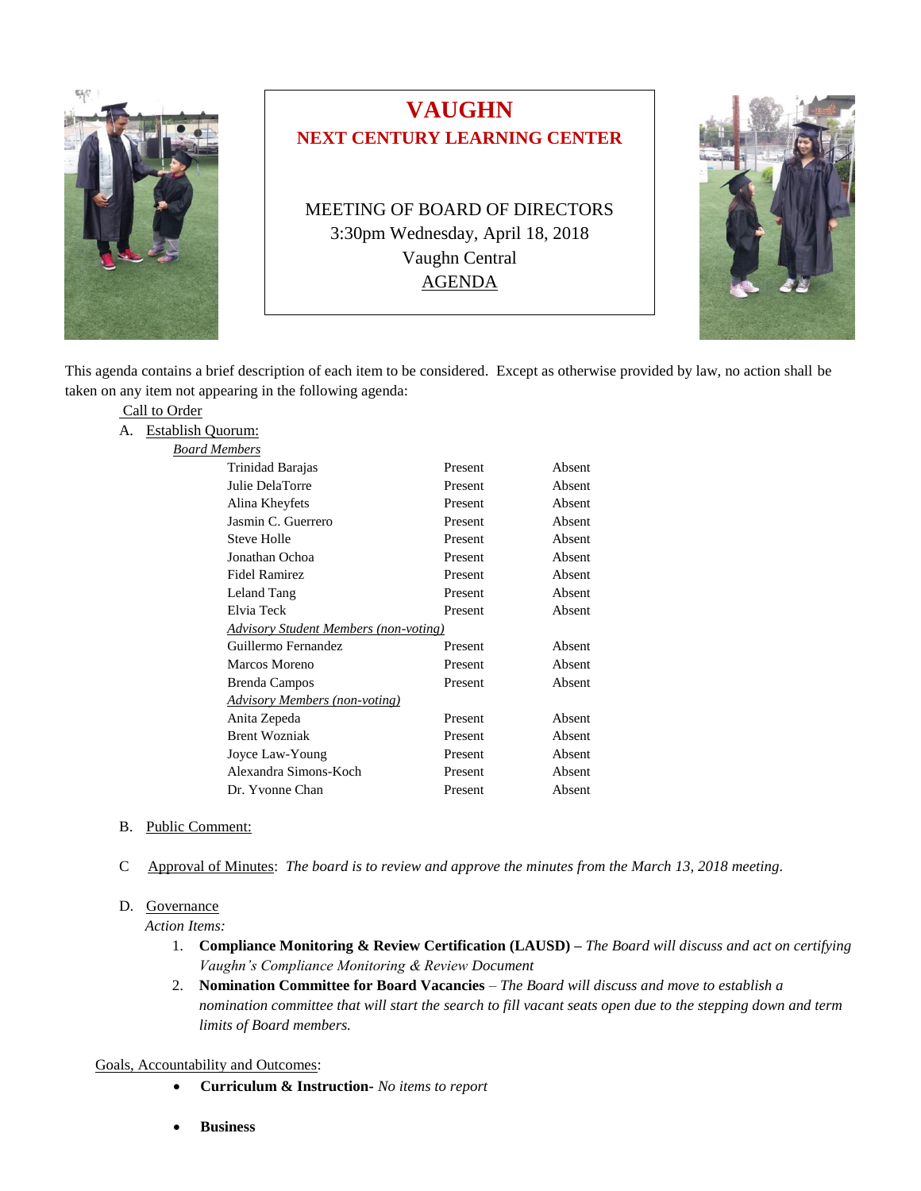# VAUGHN
## NEXT CENTURY LEARNING CENTER

MEETING OF BOARD OF DIRECTORS
3:30pm Wednesday, April 18, 2018
Vaughn Central
AGENDA

This agenda contains a brief description of each item to be considered. Except as otherwise provided by law, no action shall be taken on any item not appearing in the following agenda:

Call to Order

A. Establish Quorum:

*Board Members*

| | | |
|---|---|---|
| Trinidad Barajas | Present | Absent |
| Julie DelaTorre | Present | Absent |
| Alina Kheyfets | Present | Absent |
| Jasmin C. Guerrero | Present | Absent |
| Steve Holle | Present | Absent |
| Jonathan Ochoa | Present | Absent |
| Fidel Ramirez | Present | Absent |
| Leland Tang | Present | Absent |
| Elvia Teck | Present | Absent |
| *Advisory Student Members (non-voting)* | | |
| Guillermo Fernandez | Present | Absent |
| Marcos Moreno | Present | Absent |
| Brenda Campos | Present | Absent |
| *Advisory Members (non-voting)* | | |
| Anita Zepeda | Present | Absent |
| Brent Wozniak | Present | Absent |
| Joyce Law-Young | Present | Absent |
| Alexandra Simons-Koch | Present | Absent |
| Dr. Yvonne Chan | Present | Absent |

B. Public Comment:

C Approval of Minutes: *The board is to review and approve the minutes from the March 13, 2018 meeting.*

D. Governance

*Action Items:*

1. **Compliance Monitoring & Review Certification (LAUSD) –** *The Board will discuss and act on certifying Vaughn's Compliance Monitoring & Review Document*
2. **Nomination Committee for Board Vacancies** – *The Board will discuss and move to establish a nomination committee that will start the search to fill vacant seats open due to the stepping down and term limits of Board members.*

Goals, Accountability and Outcomes:

- **Curriculum & Instruction-** *No items to report*
- **Business**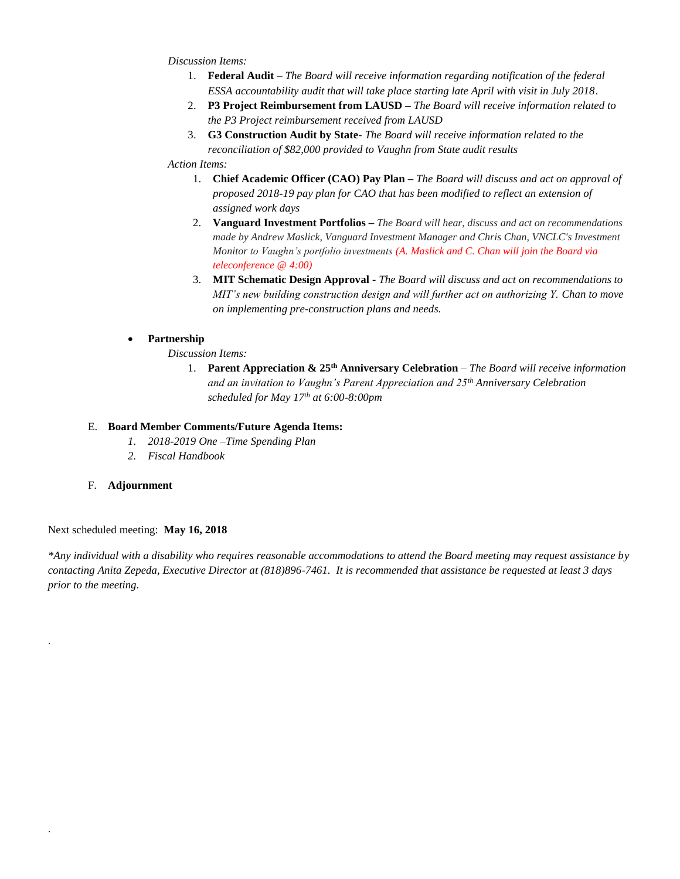*Discussion Items:*

1. **Federal Audit** – *The Board will receive information regarding notification of the federal ESSA accountability audit that will take place starting late April with visit in July 2018*.
2. **P3 Project Reimbursement from LAUSD –** *The Board will receive information related to the P3 Project reimbursement received from LAUSD*
3. **G3 Construction Audit by State**- *The Board will receive information related to the reconciliation of $82,000 provided to Vaughn from State audit results*

*Action Items:*

1. **Chief Academic Officer (CAO) Pay Plan –** *The Board will discuss and act on approval of proposed 2018-19 pay plan for CAO that has been modified to reflect an extension of assigned work days*
2. **Vanguard Investment Portfolios –** *The Board will hear, discuss and act on recommendations made by Andrew Maslick, Vanguard Investment Manager and Chris Chan, VNCLC's Investment Monitor to Vaughn's portfolio investments (A. Maslick and C. Chan will join the Board via teleconference @ 4:00)*
3. **MIT Schematic Design Approval -** *The Board will discuss and act on recommendations to MIT's new building construction design and will further act on authorizing Y. Chan to move on implementing pre-construction plans and needs.*

- **Partnership**

  *Discussion Items:*

  1. **Parent Appreciation & 25th Anniversary Celebration** – *The Board will receive information and an invitation to Vaughn's Parent Appreciation and 25th Anniversary Celebration scheduled for May 17th at 6:00-8:00pm*

E. **Board Member Comments/Future Agenda Items:**

1. *2018-2019 One –Time Spending Plan*
2. *Fiscal Handbook*

F. **Adjournment**

Next scheduled meeting: **May 16, 2018**

*\*Any individual with a disability who requires reasonable accommodations to attend the Board meeting may request assistance by contacting Anita Zepeda, Executive Director at (818)896-7461. It is recommended that assistance be requested at least 3 days prior to the meeting.*